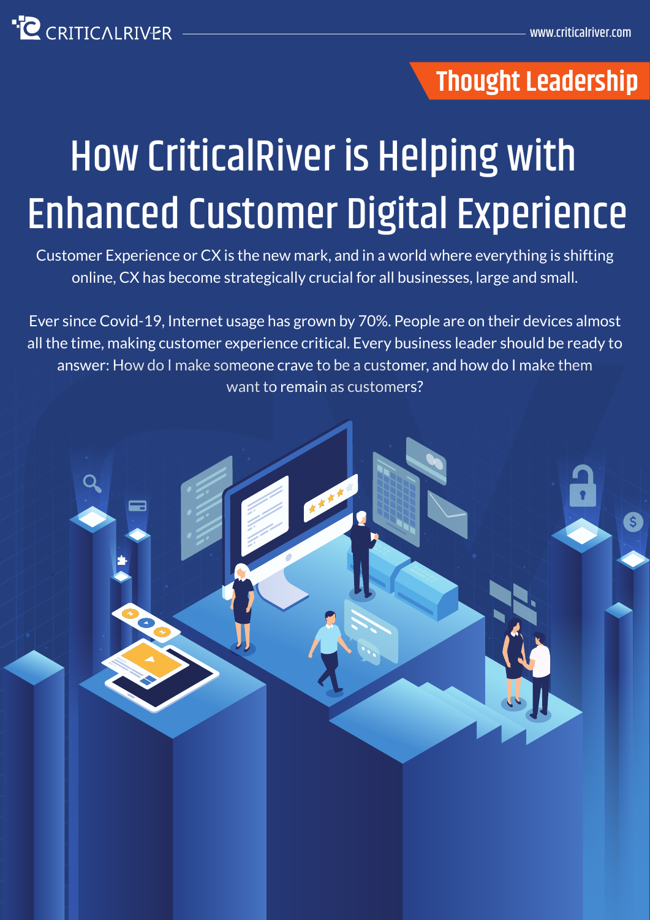Thought Leadership

# How CriticalRiver is Helping with Enhanced Customer Digital Experience

Customer Experience or CX is the new mark, and in a world where everything is shifting online, CX has become strategically crucial for all businesses, large and small.

Ever since Covid-19, Internet usage has grown by 70%. People are on their devices almost all the time, making customer experience critical. Every business leader should be ready to answer: How do I make someone crave to be a customer, and how do I make them want to remain as customers?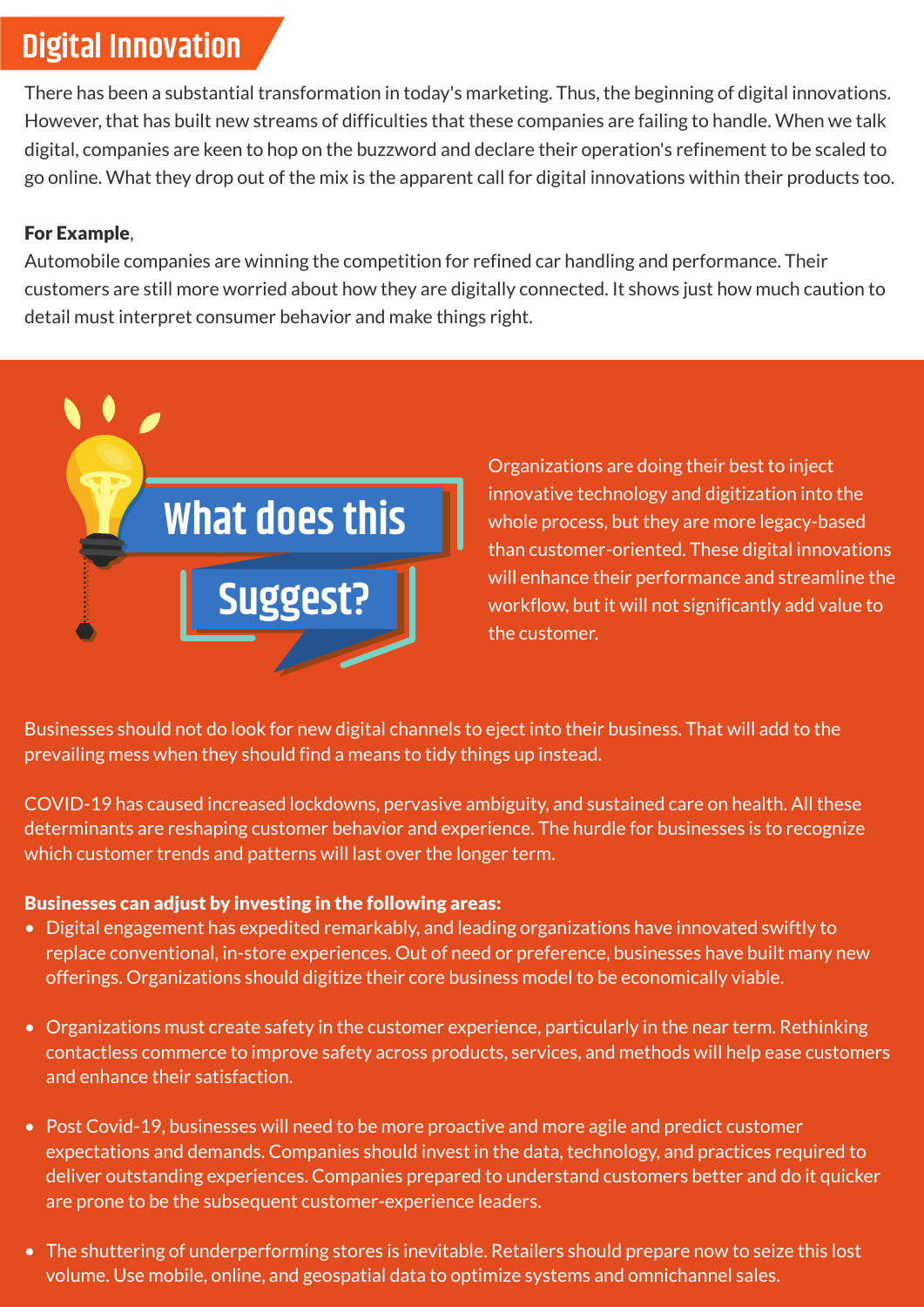## Digital Innovation

There has been a substantial transformation in today's marketing. Thus, the beginning of digital innovations. However, that has built new streams of difficulties that these companies are failing to handle. When we talk digital, companies are keen to hop on the buzzword and declare their operation's refinement to be scaled to go online. What they drop out of the mix is the apparent call for digital innovations within their products too.

**For Example**,
Automobile companies are winning the competition for refined car handling and performance. Their customers are still more worried about how they are digitally connected. It shows just how much caution to detail must interpret consumer behavior and make things right.

## What does this Suggest?

Organizations are doing their best to inject innovative technology and digitization into the whole process, but they are more legacy-based than customer-oriented. These digital innovations will enhance their performance and streamline the workflow, but it will not significantly add value to the customer.

Businesses should not do look for new digital channels to eject into their business. That will add to the prevailing mess when they should find a means to tidy things up instead.

COVID-19 has caused increased lockdowns, pervasive ambiguity, and sustained care on health. All these determinants are reshaping customer behavior and experience. The hurdle for businesses is to recognize which customer trends and patterns will last over the longer term.

**Businesses can adjust by investing in the following areas:**

- Digital engagement has expedited remarkably, and leading organizations have innovated swiftly to replace conventional, in-store experiences. Out of need or preference, businesses have built many new offerings. Organizations should digitize their core business model to be economically viable.

- Organizations must create safety in the customer experience, particularly in the near term. Rethinking contactless commerce to improve safety across products, services, and methods will help ease customers and enhance their satisfaction.

- Post Covid-19, businesses will need to be more proactive and more agile and predict customer expectations and demands. Companies should invest in the data, technology, and practices required to deliver outstanding experiences. Companies prepared to understand customers better and do it quicker are prone to be the subsequent customer-experience leaders.

- The shuttering of underperforming stores is inevitable. Retailers should prepare now to seize this lost volume. Use mobile, online, and geospatial data to optimize systems and omnichannel sales.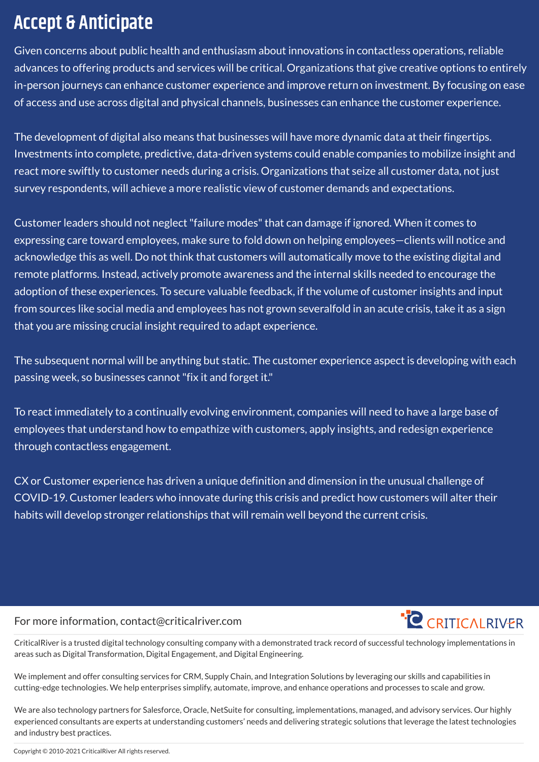# Accept & Anticipate

Given concerns about public health and enthusiasm about innovations in contactless operations, reliable advances to offering products and services will be critical. Organizations that give creative options to entirely in-person journeys can enhance customer experience and improve return on investment. By focusing on ease of access and use across digital and physical channels, businesses can enhance the customer experience.

The development of digital also means that businesses will have more dynamic data at their fingertips. Investments into complete, predictive, data-driven systems could enable companies to mobilize insight and react more swiftly to customer needs during a crisis. Organizations that seize all customer data, not just survey respondents, will achieve a more realistic view of customer demands and expectations.

Customer leaders should not neglect "failure modes" that can damage if ignored. When it comes to expressing care toward employees, make sure to fold down on helping employees—clients will notice and acknowledge this as well. Do not think that customers will automatically move to the existing digital and remote platforms. Instead, actively promote awareness and the internal skills needed to encourage the adoption of these experiences. To secure valuable feedback, if the volume of customer insights and input from sources like social media and employees has not grown severalfold in an acute crisis, take it as a sign that you are missing crucial insight required to adapt experience.

The subsequent normal will be anything but static. The customer experience aspect is developing with each passing week, so businesses cannot "fix it and forget it."

To react immediately to a continually evolving environment, companies will need to have a large base of employees that understand how to empathize with customers, apply insights, and redesign experience through contactless engagement.

CX or Customer experience has driven a unique definition and dimension in the unusual challenge of COVID-19. Customer leaders who innovate during this crisis and predict how customers will alter their habits will develop stronger relationships that will remain well beyond the current crisis.

For more information, contact@criticalriver.com

CRITICALRIVER

CriticalRiver is a trusted digital technology consulting company with a demonstrated track record of successful technology implementations in areas such as Digital Transformation, Digital Engagement, and Digital Engineering.

We implement and offer consulting services for CRM, Supply Chain, and Integration Solutions by leveraging our skills and capabilities in cutting-edge technologies. We help enterprises simplify, automate, improve, and enhance operations and processes to scale and grow.

We are also technology partners for Salesforce, Oracle, NetSuite for consulting, implementations, managed, and advisory services. Our highly experienced consultants are experts at understanding customers' needs and delivering strategic solutions that leverage the latest technologies and industry best practices.

Copyright © 2010-2021 CriticalRiver All rights reserved.